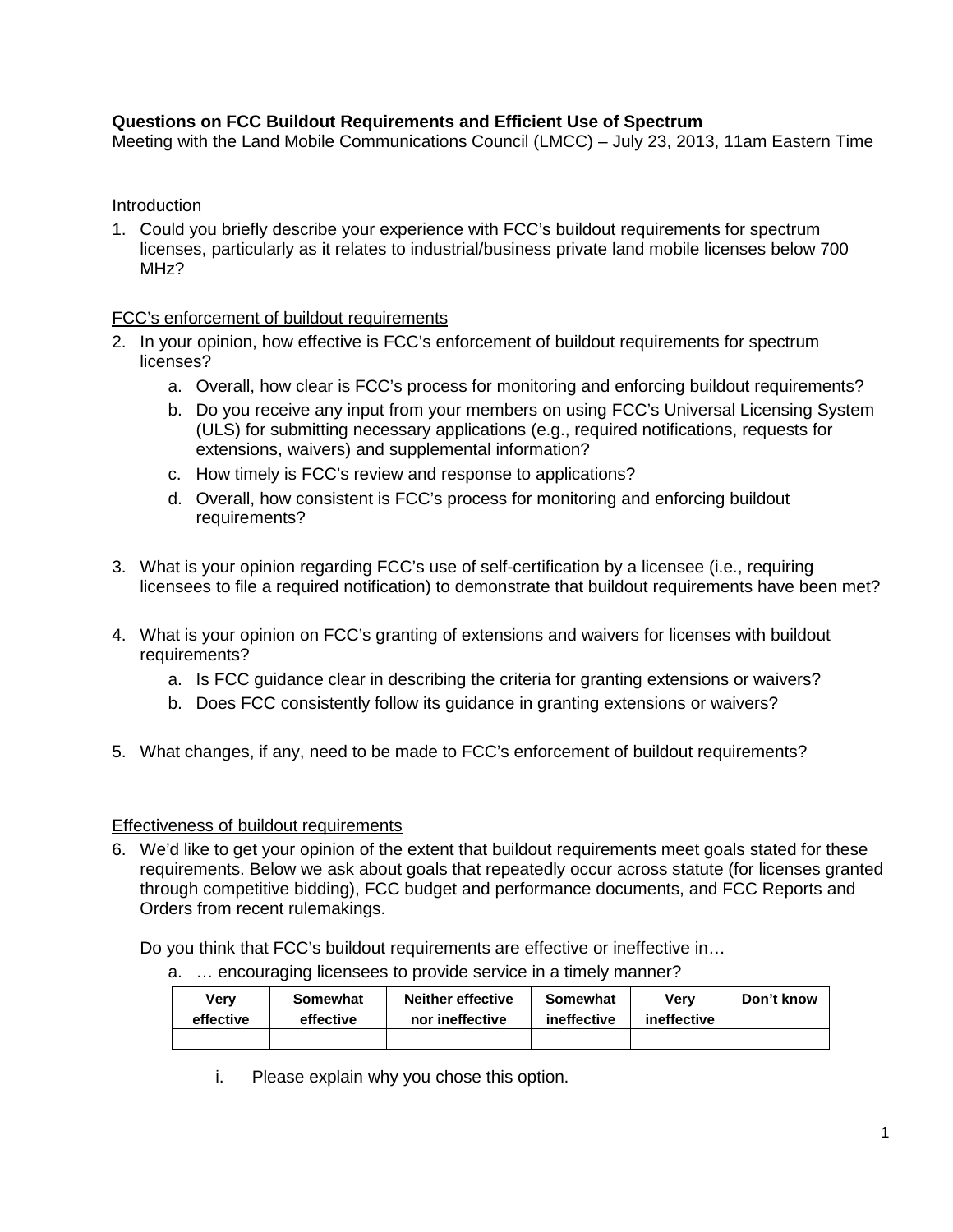**Questions on FCC Buildout Requirements and Efficient Use of Spectrum**

Meeting with the Land Mobile Communications Council (LMCC) – July 23, 2013, 11am Eastern Time

Introduction

1. Could you briefly describe your experience with FCC's buildout requirements for spectrum licenses, particularly as it relates to industrial/business private land mobile licenses below 700 MHz?

FCC's enforcement of buildout requirements

2. In your opinion, how effective is FCC's enforcement of buildout requirements for spectrum licenses?
    a. Overall, how clear is FCC's process for monitoring and enforcing buildout requirements?
    b. Do you receive any input from your members on using FCC's Universal Licensing System (ULS) for submitting necessary applications (e.g., required notifications, requests for extensions, waivers) and supplemental information?
    c. How timely is FCC's review and response to applications?
    d. Overall, how consistent is FCC's process for monitoring and enforcing buildout requirements?

3. What is your opinion regarding FCC's use of self-certification by a licensee (i.e., requiring licensees to file a required notification) to demonstrate that buildout requirements have been met?

4. What is your opinion on FCC's granting of extensions and waivers for licenses with buildout requirements?
    a. Is FCC guidance clear in describing the criteria for granting extensions or waivers?
    b. Does FCC consistently follow its guidance in granting extensions or waivers?

5. What changes, if any, need to be made to FCC's enforcement of buildout requirements?

Effectiveness of buildout requirements

6. We'd like to get your opinion of the extent that buildout requirements meet goals stated for these requirements. Below we ask about goals that repeatedly occur across statute (for licenses granted through competitive bidding), FCC budget and performance documents, and FCC Reports and Orders from recent rulemakings.

   Do you think that FCC's buildout requirements are effective or ineffective in…

    a. … encouraging licensees to provide service in a timely manner?

| Very effective | Somewhat effective | Neither effective nor ineffective | Somewhat ineffective | Very ineffective | Don't know |
|---|---|---|---|---|---|
| | | | | | |

      i. Please explain why you chose this option.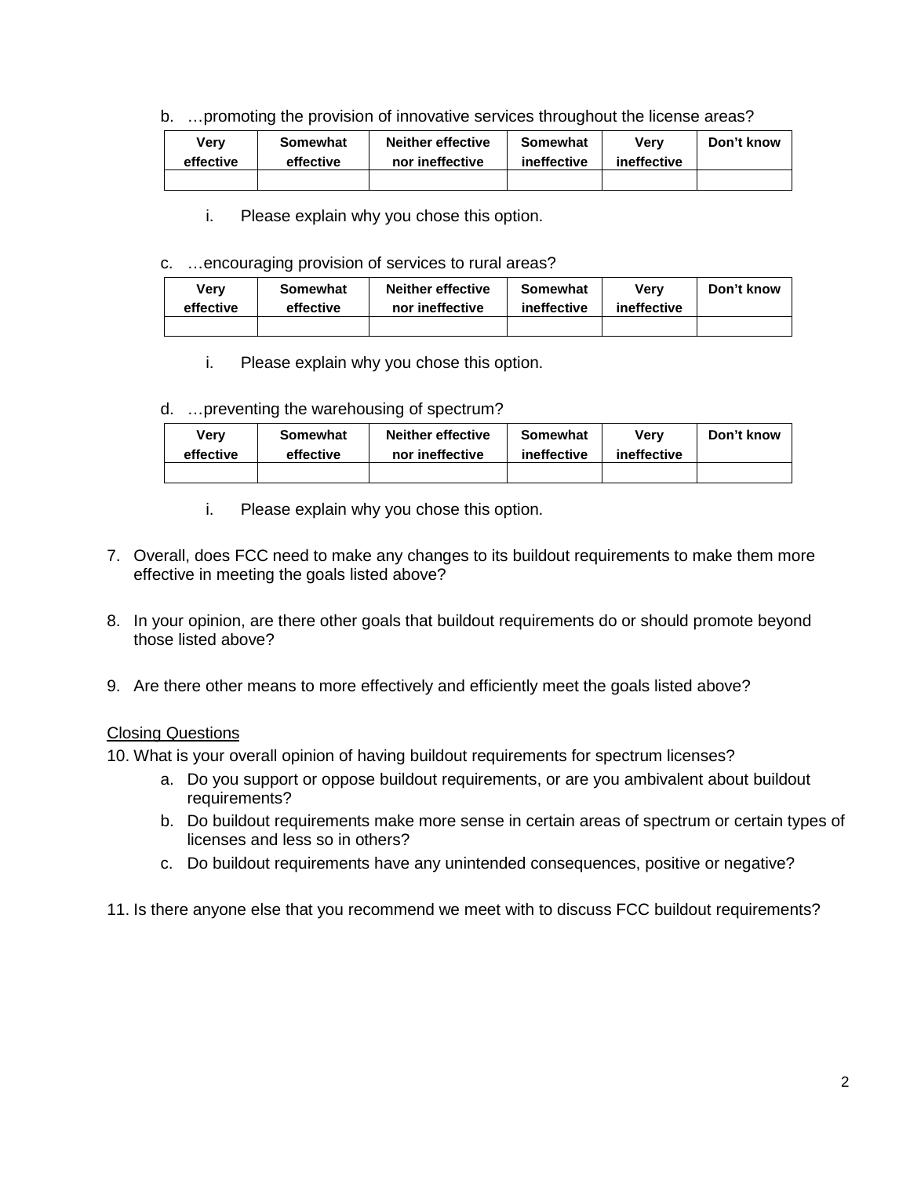b. …promoting the provision of innovative services throughout the license areas?

| Very effective | Somewhat effective | Neither effective nor ineffective | Somewhat ineffective | Very ineffective | Don't know |
|---|---|---|---|---|---|
| | | | | | |

   i. Please explain why you chose this option.

c. …encouraging provision of services to rural areas?

| Very effective | Somewhat effective | Neither effective nor ineffective | Somewhat ineffective | Very ineffective | Don't know |
|---|---|---|---|---|---|
| | | | | | |

   i. Please explain why you chose this option.

d. …preventing the warehousing of spectrum?

| Very effective | Somewhat effective | Neither effective nor ineffective | Somewhat ineffective | Very ineffective | Don't know |
|---|---|---|---|---|---|
| | | | | | |

   i. Please explain why you chose this option.

7. Overall, does FCC need to make any changes to its buildout requirements to make them more effective in meeting the goals listed above?

8. In your opinion, are there other goals that buildout requirements do or should promote beyond those listed above?

9. Are there other means to more effectively and efficiently meet the goals listed above?

<u>Closing Questions</u>

10. What is your overall opinion of having buildout requirements for spectrum licenses?
    a. Do you support or oppose buildout requirements, or are you ambivalent about buildout requirements?
    b. Do buildout requirements make more sense in certain areas of spectrum or certain types of licenses and less so in others?
    c. Do buildout requirements have any unintended consequences, positive or negative?

11. Is there anyone else that you recommend we meet with to discuss FCC buildout requirements?